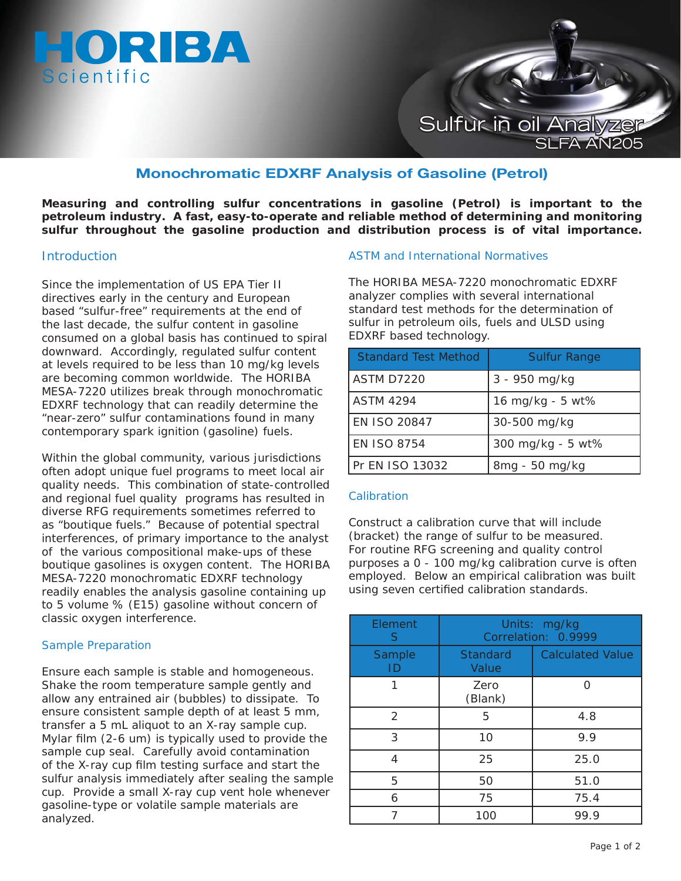HORIBA Scientific

Sulfur in oil Analyzer
SLFA AN205

# Monochromatic EDXRF Analysis of Gasoline (Petrol)

**Measuring and controlling sulfur concentrations in gasoline (Petrol) is important to the petroleum industry. A fast, easy-to-operate and reliable method of determining and monitoring sulfur throughout the gasoline production and distribution process is of vital importance.**

## Introduction

Since the implementation of US EPA Tier II directives early in the century and European based "sulfur-free" requirements at the end of the last decade, the sulfur content in gasoline consumed on a global basis has continued to spiral downward. Accordingly, regulated sulfur content at levels required to be less than 10 mg/kg levels are becoming common worldwide. The HORIBA MESA-7220 utilizes break through monochromatic EDXRF technology that can readily determine the "near-zero" sulfur contaminations found in many contemporary spark ignition (gasoline) fuels.

Within the global community, various jurisdictions often adopt unique fuel programs to meet local air quality needs. This combination of state-controlled and regional fuel quality programs has resulted in diverse RFG requirements sometimes referred to as "boutique fuels." Because of potential spectral interferences, of primary importance to the analyst of the various compositional make-ups of these boutique gasolines is oxygen content. The HORIBA MESA-7220 monochromatic EDXRF technology readily enables the analysis gasoline containing up to 5 volume % (E15) gasoline without concern of classic oxygen interference.

## Sample Preparation

Ensure each sample is stable and homogeneous. Shake the room temperature sample gently and allow any entrained air (bubbles) to dissipate. To ensure consistent sample depth of at least 5 mm, transfer a 5 mL aliquot to an X-ray sample cup. Mylar film (2-6 um) is typically used to provide the sample cup seal. Carefully avoid contamination of the X-ray cup film testing surface and start the sulfur analysis immediately after sealing the sample cup. Provide a small X-ray cup vent hole whenever gasoline-type or volatile sample materials are analyzed.

## ASTM and International Normatives

The HORIBA MESA-7220 monochromatic EDXRF analyzer complies with several international standard test methods for the determination of sulfur in petroleum oils, fuels and ULSD using EDXRF based technology.

| Standard Test Method | Sulfur Range |
| --- | --- |
| ASTM D7220 | 3 - 950 mg/kg |
| ASTM 4294 | 16 mg/kg - 5 wt% |
| EN ISO 20847 | 30-500 mg/kg |
| EN ISO 8754 | 300 mg/kg - 5 wt% |
| Pr EN ISO 13032 | 8mg - 50 mg/kg |

## Calibration

Construct a calibration curve that will include (bracket) the range of sulfur to be measured. For routine RFG screening and quality control purposes a 0 - 100 mg/kg calibration curve is often employed. Below an empirical calibration was built using seven certified calibration standards.

| Element S | Units: mg/kg Correlation: 0.9999 | |
| --- | --- | --- |
| Sample ID | Standard Value | Calculated Value |
| 1 | Zero (Blank) | 0 |
| 2 | 5 | 4.8 |
| 3 | 10 | 9.9 |
| 4 | 25 | 25.0 |
| 5 | 50 | 51.0 |
| 6 | 75 | 75.4 |
| 7 | 100 | 99.9 |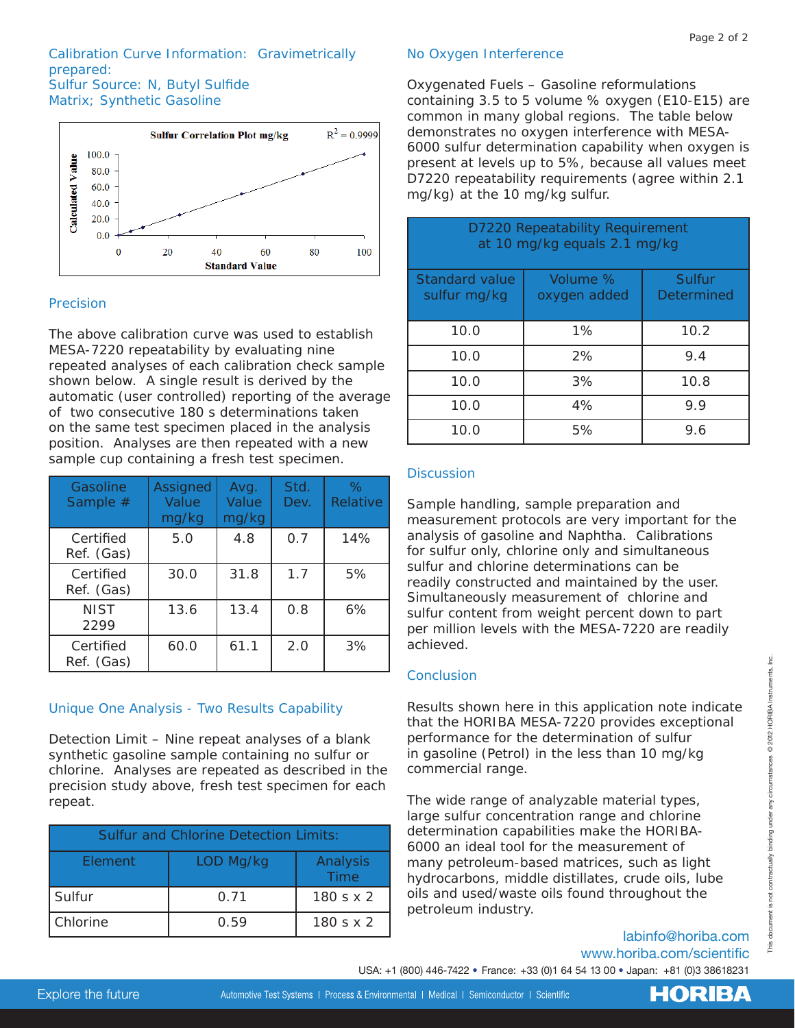## Calibration Curve Information: Gravimetrically prepared:
## Sulfur Source: N, Butyl Sulfide
## Matrix; Synthetic Gasoline

Sulfur Correlation Plot mg/kg

$R^2 = 0.9999$

Calculated Value

100.0
80.0
60.0
40.0
20.0
0.0

0 20 40 60 80 100

Standard Value

## Precision

The above calibration curve was used to establish MESA-7220 repeatability by evaluating nine repeated analyses of each calibration check sample shown below. A single result is derived by the automatic (user controlled) reporting of the average of two consecutive 180 s determinations taken on the same test specimen placed in the analysis position. Analyses are then repeated with a new sample cup containing a fresh test specimen.

| Gasoline Sample # | Assigned Value mg/kg | Avg. Value mg/kg | Std. Dev. | % Relative |
|---|---|---|---|---|
| Certified Ref. (Gas) | 5.0 | 4.8 | 0.7 | 14% |
| Certified Ref. (Gas) | 30.0 | 31.8 | 1.7 | 5% |
| NIST 2299 | 13.6 | 13.4 | 0.8 | 6% |
| Certified Ref. (Gas) | 60.0 | 61.1 | 2.0 | 3% |

## Unique One Analysis - Two Results Capability

Detection Limit – Nine repeat analyses of a blank synthetic gasoline sample containing no sulfur or chlorine. Analyses are repeated as described in the precision study above, fresh test specimen for each repeat.

| Sulfur and Chlorine Detection Limits: | | |
|---|---|---|
| Element | LOD Mg/kg | Analysis Time |
| Sulfur | 0.71 | 180 s x 2 |
| Chlorine | 0.59 | 180 s x 2 |

## No Oxygen Interference

Oxygenated Fuels – Gasoline reformulations containing 3.5 to 5 volume % oxygen (E10-E15) are common in many global regions. The table below demonstrates no oxygen interference with MESA-6000 sulfur determination capability when oxygen is present at levels up to 5%, because all values meet D7220 repeatability requirements (agree within 2.1 mg/kg) at the 10 mg/kg sulfur.

| D7220 Repeatability Requirement at 10 mg/kg equals 2.1 mg/kg | | |
|---|---|---|
| Standard value sulfur mg/kg | Volume % oxygen added | Sulfur Determined |
| 10.0 | 1% | 10.2 |
| 10.0 | 2% | 9.4 |
| 10.0 | 3% | 10.8 |
| 10.0 | 4% | 9.9 |
| 10.0 | 5% | 9.6 |

## Discussion

Sample handling, sample preparation and measurement protocols are very important for the analysis of gasoline and Naphtha. Calibrations for sulfur only, chlorine only and simultaneous sulfur and chlorine determinations can be readily constructed and maintained by the user. Simultaneously measurement of chlorine and sulfur content from weight percent down to part per million levels with the MESA-7220 are readily achieved.

## Conclusion

Results shown here in this application note indicate that the HORIBA MESA-7220 provides exceptional performance for the determination of sulfur in gasoline (Petrol) in the less than 10 mg/kg commercial range.

The wide range of analyzable material types, large sulfur concentration range and chlorine determination capabilities make the HORIBA-6000 an ideal tool for the measurement of many petroleum-based matrices, such as light hydrocarbons, middle distillates, crude oils, lube oils and used/waste oils found throughout the petroleum industry.

labinfo@horiba.com
www.horiba.com/scientific

USA: +1 (800) 446-7422 • France: +33 (0)1 64 54 13 00 • Japan: +81 (0)3 38618231

This document is not contractually binding under any circumstances. © 2012 HORIBA Instruments, Inc.